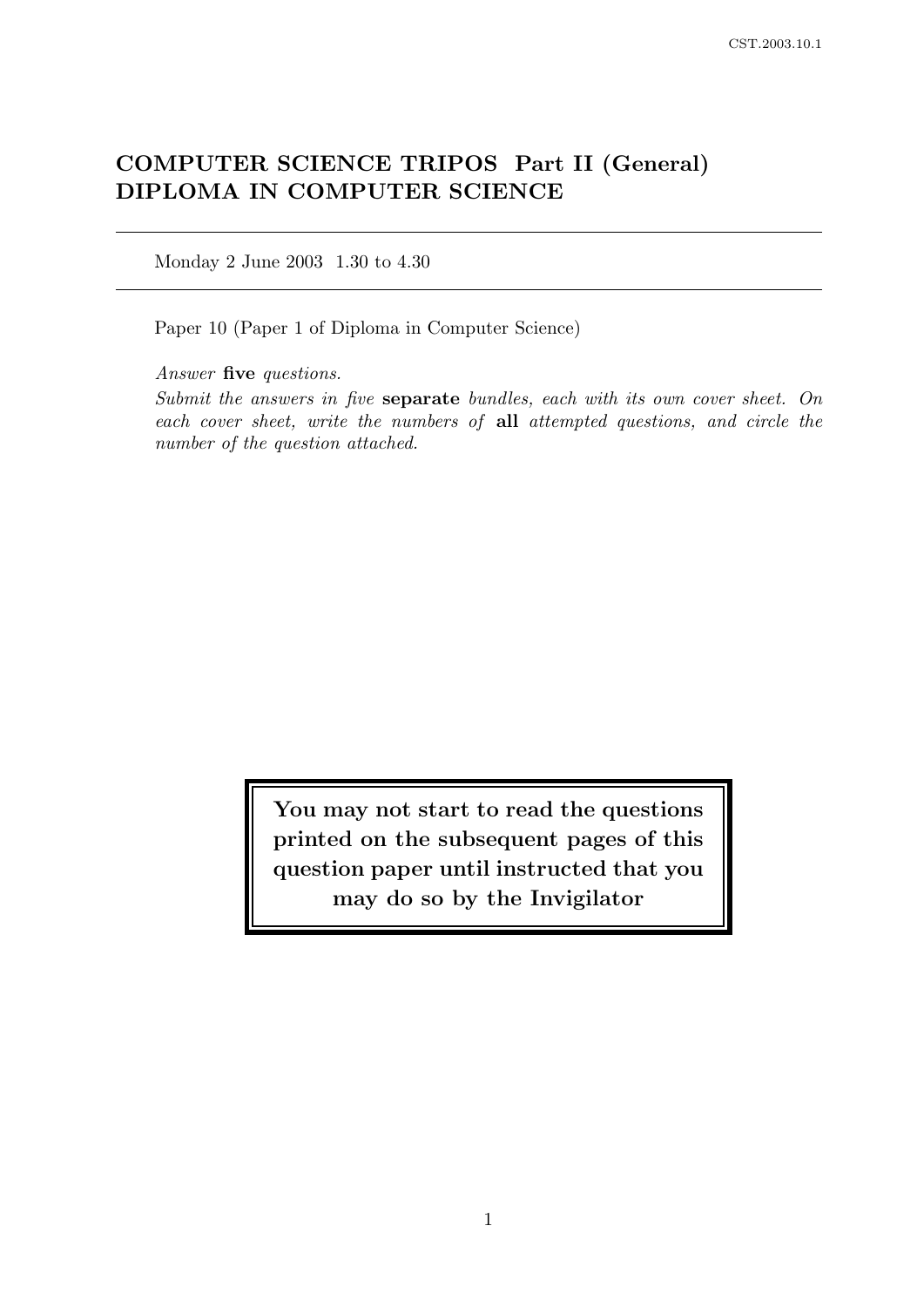# COMPUTER SCIENCE TRIPOS Part II (General)
# DIPLOMA IN COMPUTER SCIENCE

---

Monday 2 June 2003 1.30 to 4.30

---

Paper 10 (Paper 1 of Diploma in Computer Science)

*Answer* **five** *questions.*

*Submit the answers in five* **separate** *bundles, each with its own cover sheet. On each cover sheet, write the numbers of* **all** *attempted questions, and circle the number of the question attached.*

**You may not start to read the questions printed on the subsequent pages of this question paper until instructed that you may do so by the Invigilator**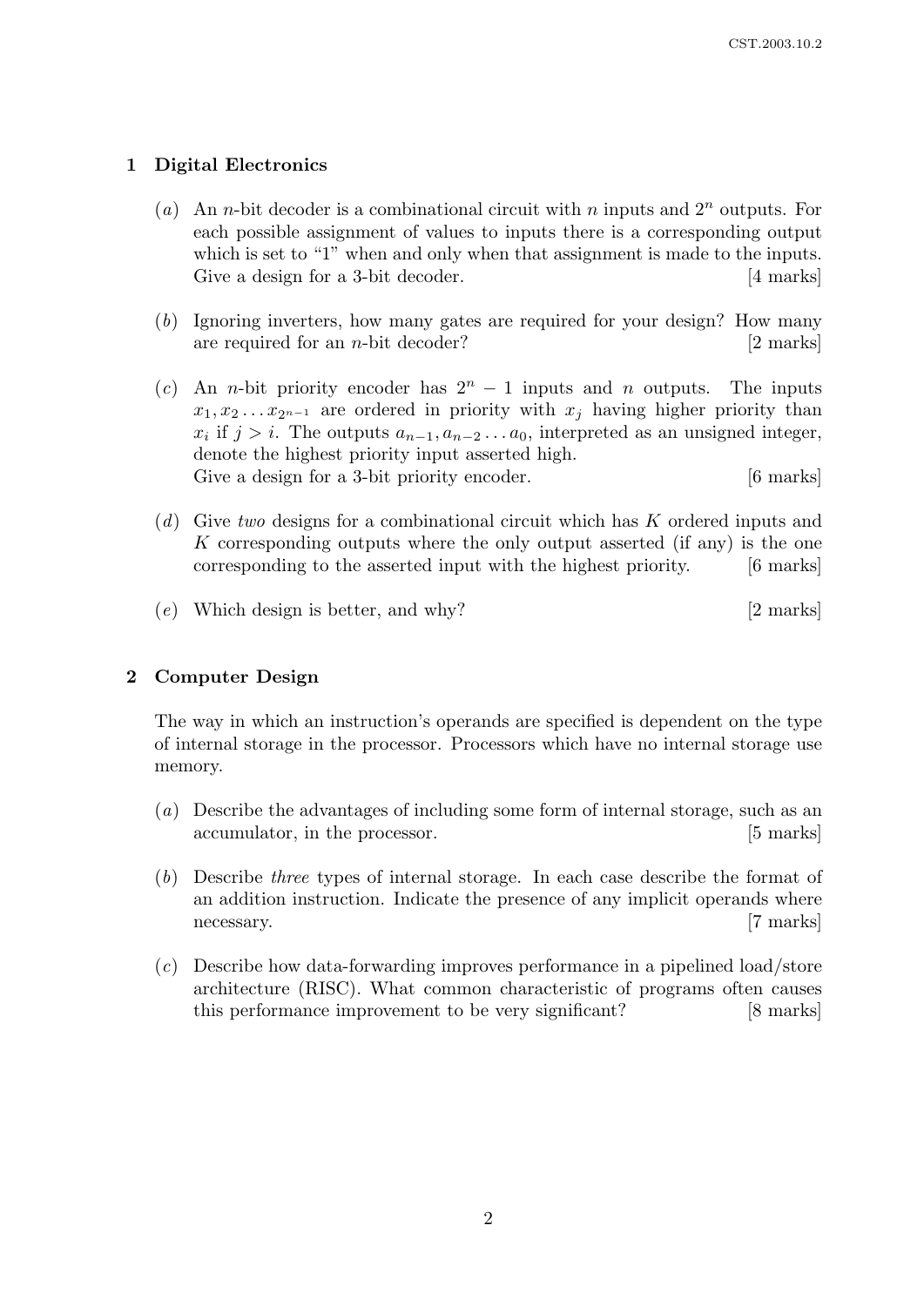## 1 Digital Electronics

(*a*) An $n$-bit decoder is a combinational circuit with $n$ inputs and $2^n$ outputs. For each possible assignment of values to inputs there is a corresponding output which is set to "1" when and only when that assignment is made to the inputs. Give a design for a 3-bit decoder. [4 marks]

(*b*) Ignoring inverters, how many gates are required for your design? How many are required for an $n$-bit decoder? [2 marks]

(*c*) An $n$-bit priority encoder has $2^n - 1$ inputs and $n$ outputs. The inputs $x_1, x_2 \ldots x_{2^n-1}$ are ordered in priority with $x_j$ having higher priority than $x_i$ if $j > i$. The outputs $a_{n-1}, a_{n-2} \ldots a_0$, interpreted as an unsigned integer, denote the highest priority input asserted high.
Give a design for a 3-bit priority encoder. [6 marks]

(*d*) Give *two* designs for a combinational circuit which has $K$ ordered inputs and $K$ corresponding outputs where the only output asserted (if any) is the one corresponding to the asserted input with the highest priority. [6 marks]

(*e*) Which design is better, and why? [2 marks]

## 2 Computer Design

The way in which an instruction's operands are specified is dependent on the type of internal storage in the processor. Processors which have no internal storage use memory.

(*a*) Describe the advantages of including some form of internal storage, such as an accumulator, in the processor. [5 marks]

(*b*) Describe *three* types of internal storage. In each case describe the format of an addition instruction. Indicate the presence of any implicit operands where necessary. [7 marks]

(*c*) Describe how data-forwarding improves performance in a pipelined load/store architecture (RISC). What common characteristic of programs often causes this performance improvement to be very significant? [8 marks]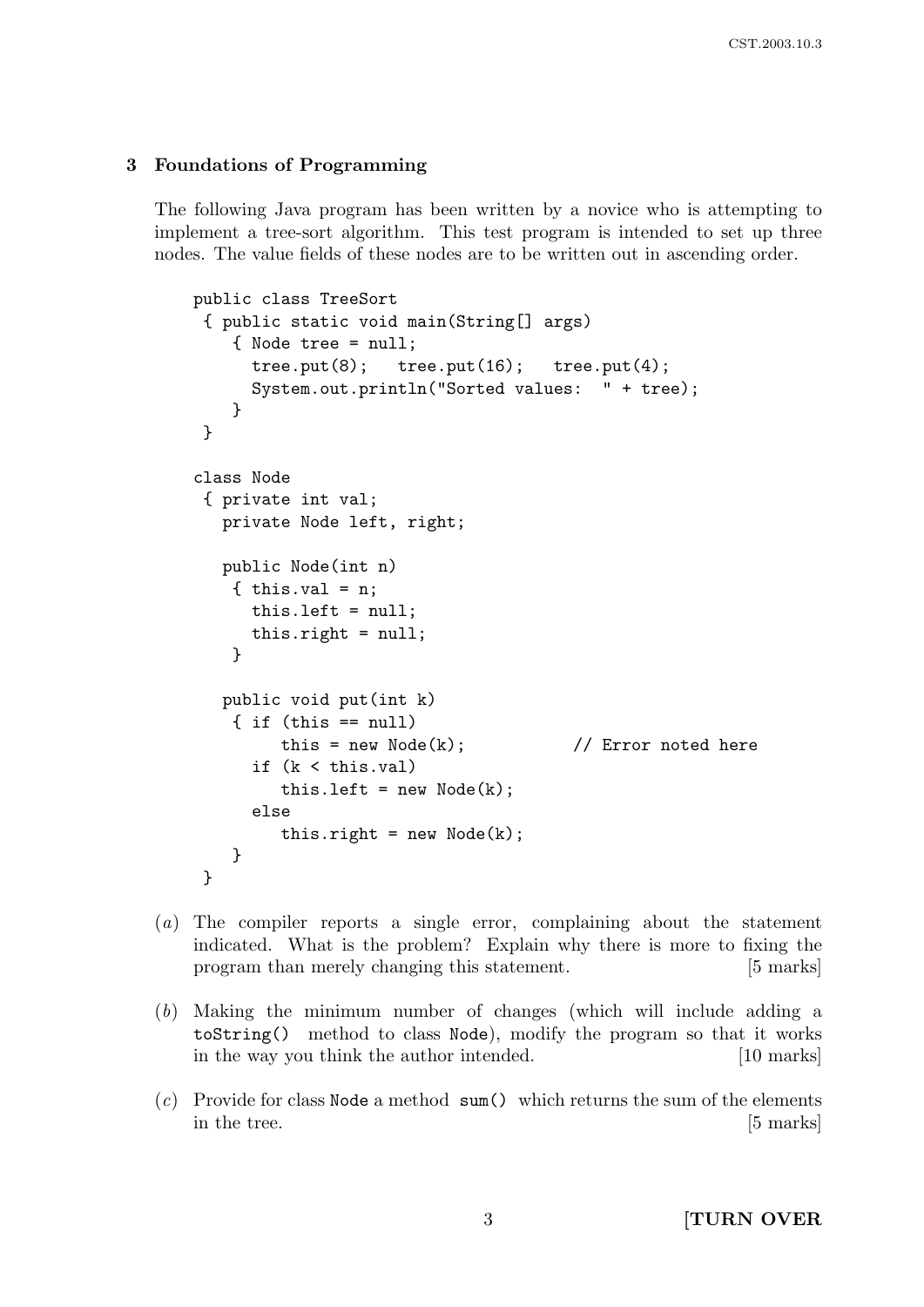## 3 Foundations of Programming

The following Java program has been written by a novice who is attempting to implement a tree-sort algorithm. This test program is intended to set up three nodes. The value fields of these nodes are to be written out in ascending order.

```
public class TreeSort
 { public static void main(String[] args)
    { Node tree = null;
      tree.put(8);   tree.put(16);   tree.put(4);
      System.out.println("Sorted values:  " + tree);
    }
 }

class Node
 { private int val;
   private Node left, right;

   public Node(int n)
    { this.val = n;
      this.left = null;
      this.right = null;
    }

   public void put(int k)
    { if (this == null)
         this = new Node(k);           // Error noted here
      if (k < this.val)
         this.left = new Node(k);
      else
         this.right = new Node(k);
    }
 }
```

(*a*) The compiler reports a single error, complaining about the statement indicated. What is the problem? Explain why there is more to fixing the program than merely changing this statement. [5 marks]

(*b*) Making the minimum number of changes (which will include adding a `toString()` method to class `Node`), modify the program so that it works in the way you think the author intended. [10 marks]

(*c*) Provide for class `Node` a method `sum()` which returns the sum of the elements in the tree. [5 marks]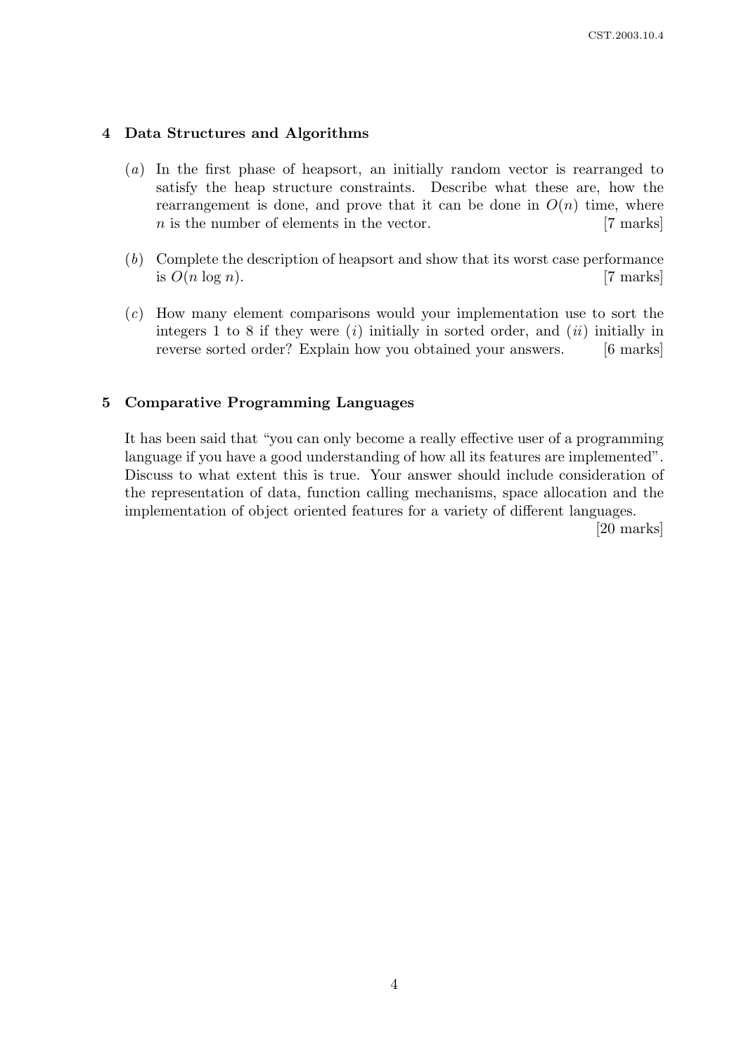## 4 Data Structures and Algorithms

(*a*) In the first phase of heapsort, an initially random vector is rearranged to satisfy the heap structure constraints. Describe what these are, how the rearrangement is done, and prove that it can be done in $O(n)$ time, where $n$ is the number of elements in the vector. [7 marks]

(*b*) Complete the description of heapsort and show that its worst case performance is $O(n \log n)$. [7 marks]

(*c*) How many element comparisons would your implementation use to sort the integers 1 to 8 if they were (*i*) initially in sorted order, and (*ii*) initially in reverse sorted order? Explain how you obtained your answers. [6 marks]

## 5 Comparative Programming Languages

It has been said that "you can only become a really effective user of a programming language if you have a good understanding of how all its features are implemented". Discuss to what extent this is true. Your answer should include consideration of the representation of data, function calling mechanisms, space allocation and the implementation of object oriented features for a variety of different languages.

[20 marks]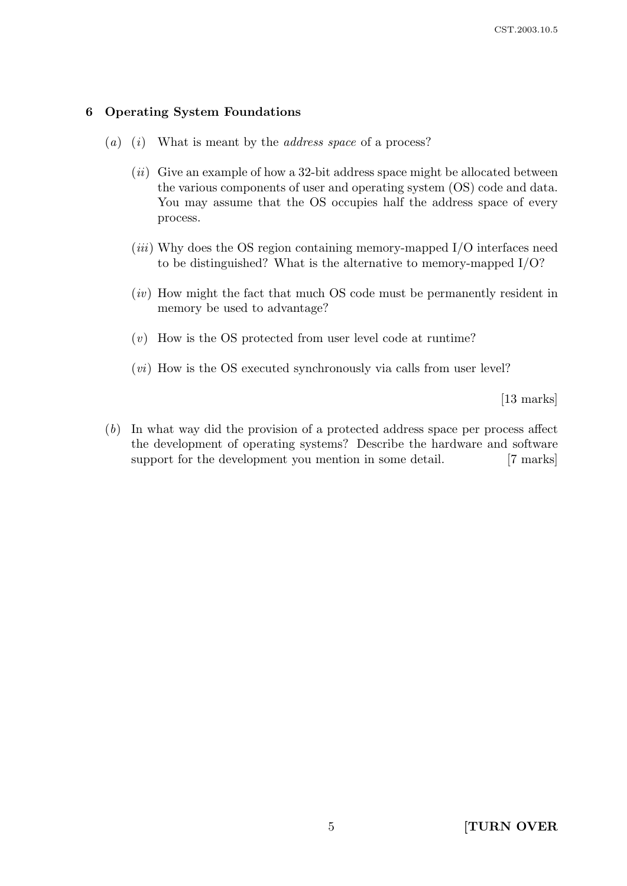## 6 Operating System Foundations

(*a*) (*i*) What is meant by the *address space* of a process?

(*ii*) Give an example of how a 32-bit address space might be allocated between the various components of user and operating system (OS) code and data. You may assume that the OS occupies half the address space of every process.

(*iii*) Why does the OS region containing memory-mapped I/O interfaces need to be distinguished? What is the alternative to memory-mapped I/O?

(*iv*) How might the fact that much OS code must be permanently resident in memory be used to advantage?

(*v*) How is the OS protected from user level code at runtime?

(*vi*) How is the OS executed synchronously via calls from user level?

[13 marks]

(*b*) In what way did the provision of a protected address space per process affect the development of operating systems? Describe the hardware and software support for the development you mention in some detail. [7 marks]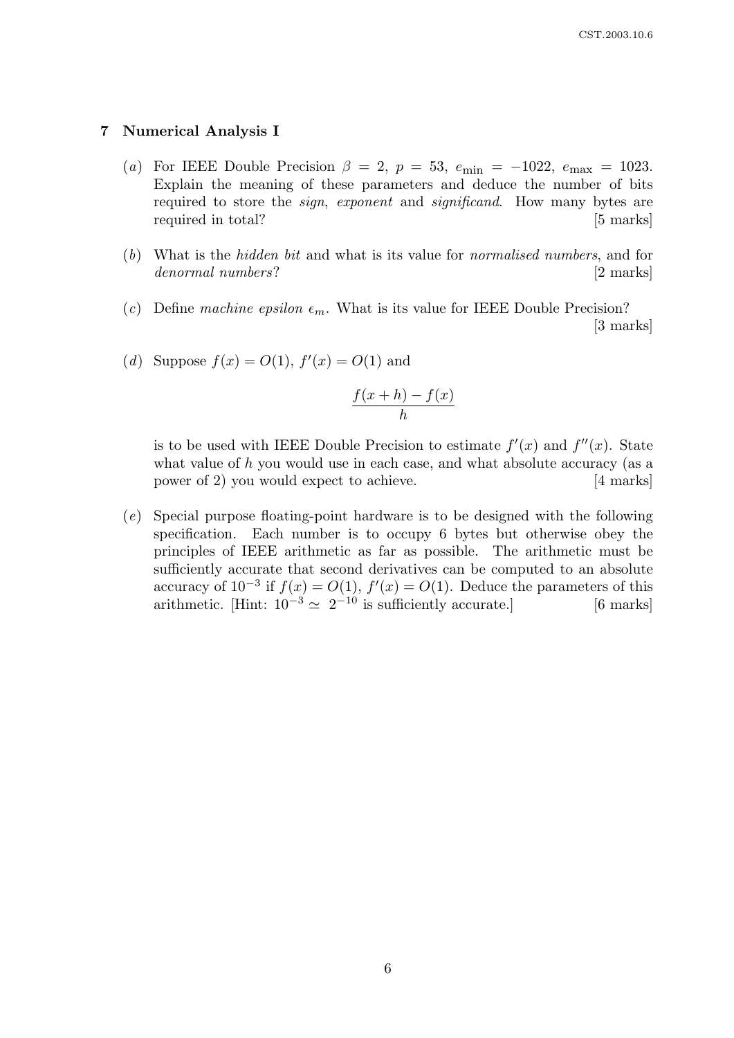## 7 Numerical Analysis I

(*a*) For IEEE Double Precision $\beta = 2$, $p = 53$, $e_{\min} = -1022$, $e_{\max} = 1023$. Explain the meaning of these parameters and deduce the number of bits required to store the *sign*, *exponent* and *significand*. How many bytes are required in total? [5 marks]

(*b*) What is the *hidden bit* and what is its value for *normalised numbers*, and for *denormal numbers*? [2 marks]

(*c*) Define *machine epsilon* $\epsilon_m$. What is its value for IEEE Double Precision? [3 marks]

(*d*) Suppose $f(x) = O(1)$, $f'(x) = O(1)$ and

$$\frac{f(x+h) - f(x)}{h}$$

is to be used with IEEE Double Precision to estimate $f'(x)$ and $f''(x)$. State what value of $h$ you would use in each case, and what absolute accuracy (as a power of 2) you would expect to achieve. [4 marks]

(*e*) Special purpose floating-point hardware is to be designed with the following specification. Each number is to occupy 6 bytes but otherwise obey the principles of IEEE arithmetic as far as possible. The arithmetic must be sufficiently accurate that second derivatives can be computed to an absolute accuracy of $10^{-3}$ if $f(x) = O(1)$, $f'(x) = O(1)$. Deduce the parameters of this arithmetic. [Hint: $10^{-3} \simeq 2^{-10}$ is sufficiently accurate.] [6 marks]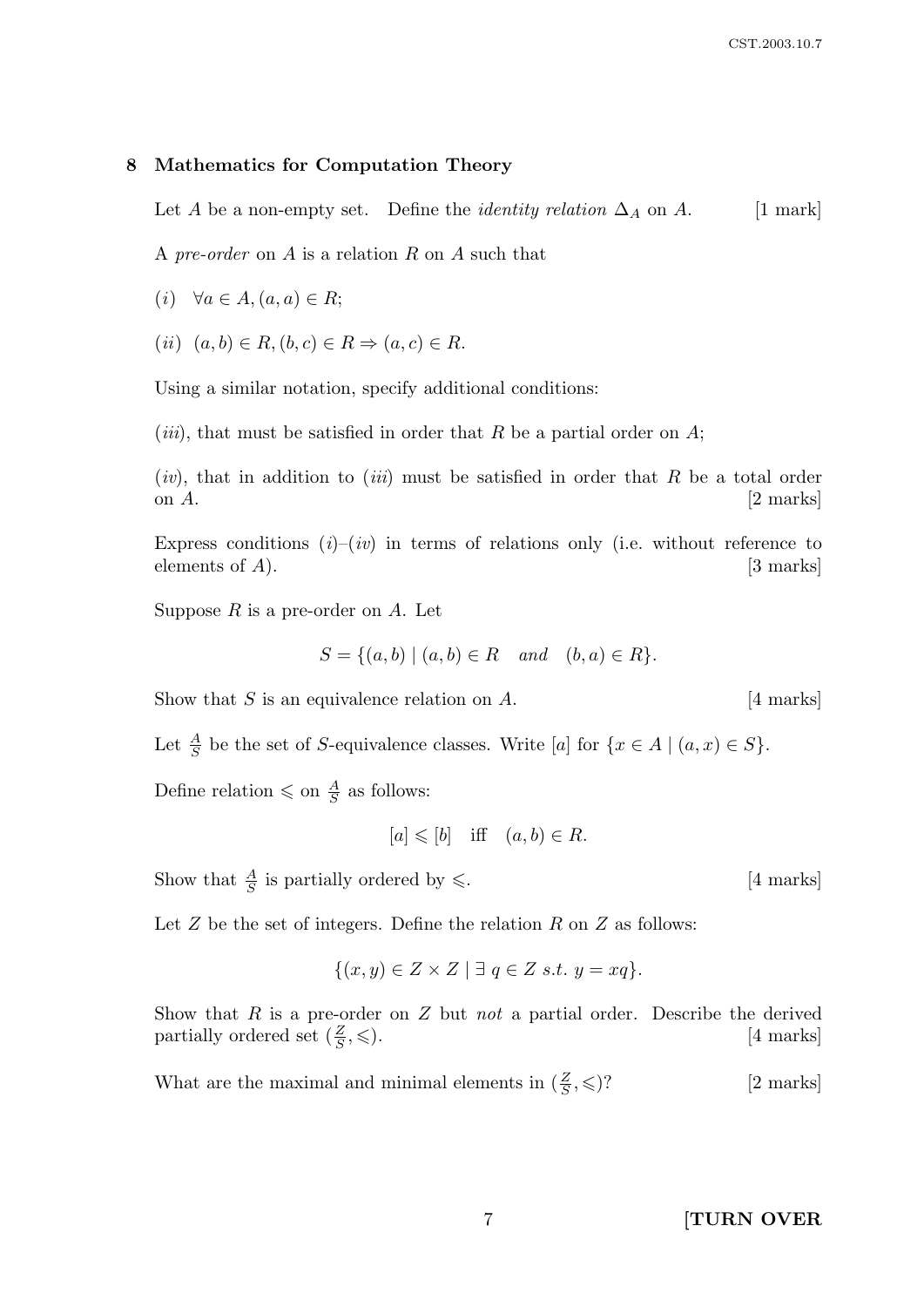## 8 Mathematics for Computation Theory

Let $A$ be a non-empty set. Define the *identity relation* $\Delta_A$ on $A$. [1 mark]

A *pre-order* on $A$ is a relation $R$ on $A$ such that

$(i)$ $\forall a \in A, (a, a) \in R$;

$(ii)$ $(a, b) \in R, (b, c) \in R \Rightarrow (a, c) \in R$.

Using a similar notation, specify additional conditions:

$(iii)$, that must be satisfied in order that $R$ be a partial order on $A$;

$(iv)$, that in addition to $(iii)$ must be satisfied in order that $R$ be a total order on $A$. [2 marks]

Express conditions $(i)$–$(iv)$ in terms of relations only (i.e. without reference to elements of $A$). [3 marks]

Suppose $R$ is a pre-order on $A$. Let

$$S = \{(a, b) \mid (a, b) \in R \quad and \quad (b, a) \in R\}.$$

Show that $S$ is an equivalence relation on $A$. [4 marks]

Let $\frac{A}{S}$ be the set of $S$-equivalence classes. Write $[a]$ for $\{x \in A \mid (a, x) \in S\}$.

Define relation $\leqslant$ on $\frac{A}{S}$ as follows:

$$[a] \leqslant [b] \quad \text{iff} \quad (a, b) \in R.$$

Show that $\frac{A}{S}$ is partially ordered by $\leqslant$. [4 marks]

Let $Z$ be the set of integers. Define the relation $R$ on $Z$ as follows:

$$\{(x, y) \in Z \times Z \mid \exists\, q \in Z \ s.t. \ y = xq\}.$$

Show that $R$ is a pre-order on $Z$ but *not* a partial order. Describe the derived partially ordered set $(\frac{Z}{S}, \leqslant)$. [4 marks]

What are the maximal and minimal elements in $(\frac{Z}{S}, \leqslant)$? [2 marks]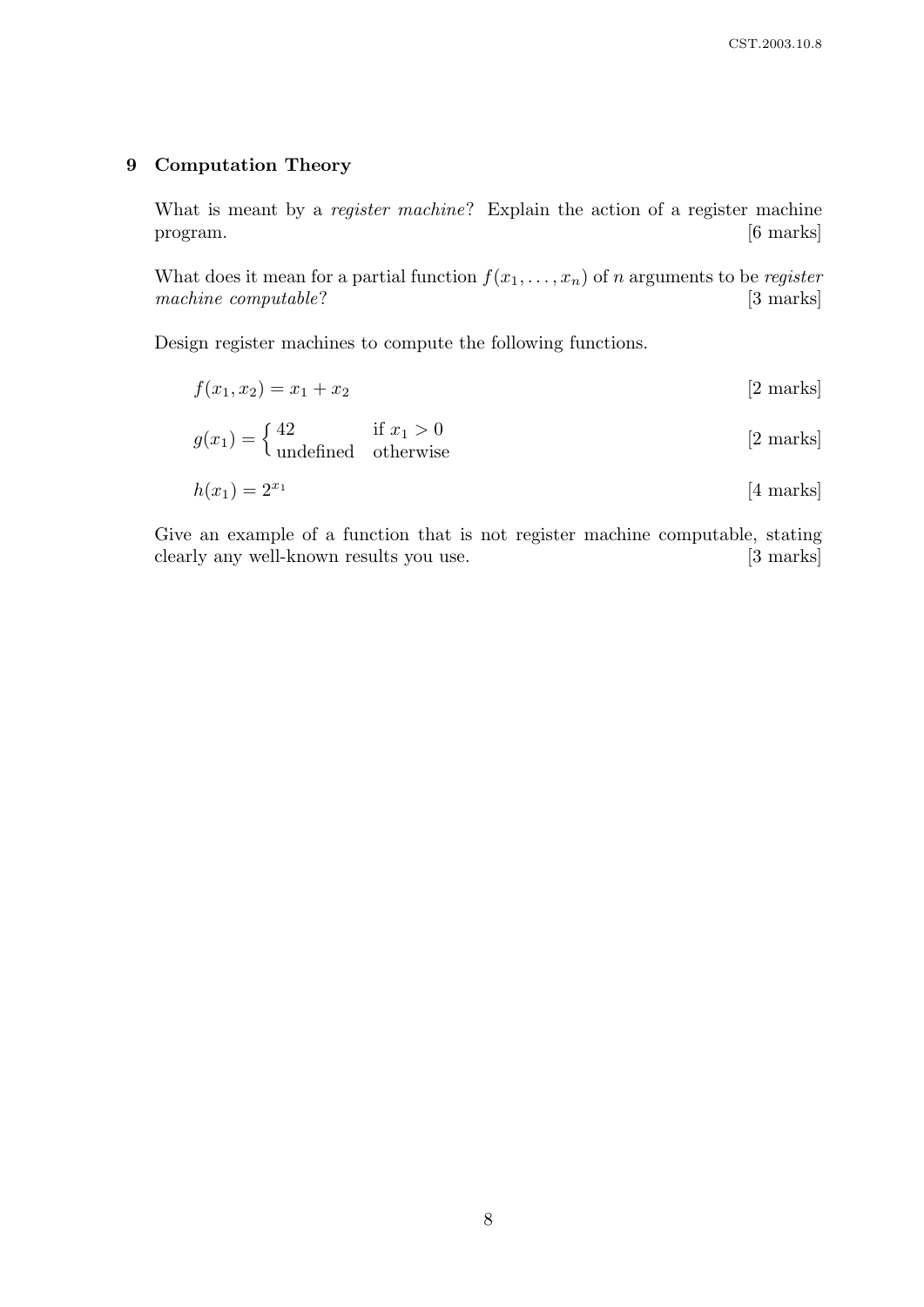## 9 Computation Theory

What is meant by a *register machine*? Explain the action of a register machine program. [6 marks]

What does it mean for a partial function $f(x_1, \ldots, x_n)$ of $n$ arguments to be *register machine computable*? [3 marks]

Design register machines to compute the following functions.

$f(x_1, x_2) = x_1 + x_2$ [2 marks]

$g(x_1) = \begin{cases} 42 & \text{if } x_1 > 0 \\ \text{undefined} & \text{otherwise} \end{cases}$ [2 marks]

$h(x_1) = 2^{x_1}$ [4 marks]

Give an example of a function that is not register machine computable, stating clearly any well-known results you use. [3 marks]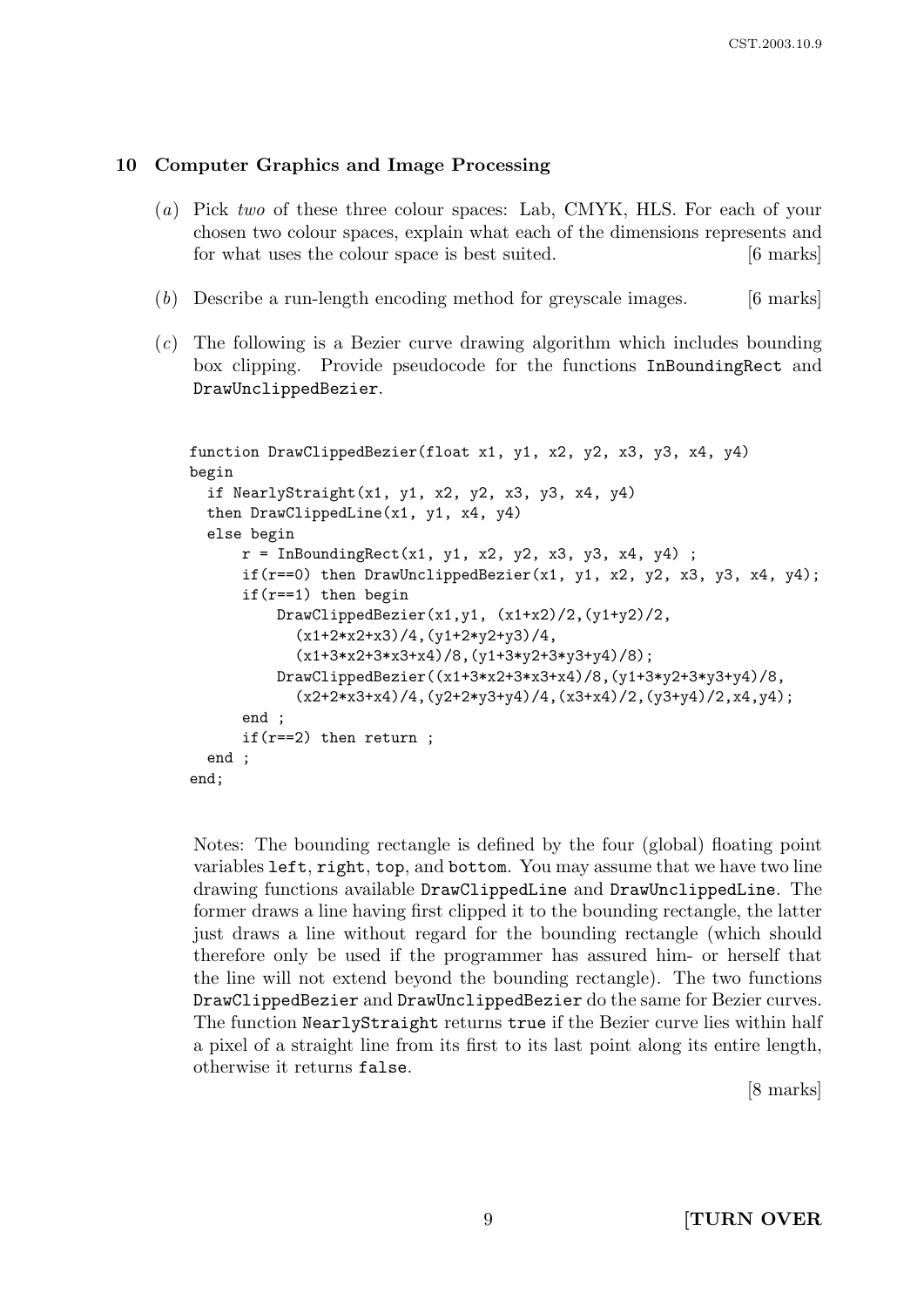## 10 Computer Graphics and Image Processing

(*a*) Pick *two* of these three colour spaces: Lab, CMYK, HLS. For each of your chosen two colour spaces, explain what each of the dimensions represents and for what uses the colour space is best suited. [6 marks]

(*b*) Describe a run-length encoding method for greyscale images. [6 marks]

(*c*) The following is a Bezier curve drawing algorithm which includes bounding box clipping. Provide pseudocode for the functions `InBoundingRect` and `DrawUnclippedBezier`.

```
function DrawClippedBezier(float x1, y1, x2, y2, x3, y3, x4, y4)
begin
  if NearlyStraight(x1, y1, x2, y2, x3, y3, x4, y4)
  then DrawClippedLine(x1, y1, x4, y4)
  else begin
      r = InBoundingRect(x1, y1, x2, y2, x3, y3, x4, y4) ;
      if(r==0) then DrawUnclippedBezier(x1, y1, x2, y2, x3, y3, x4, y4);
      if(r==1) then begin
          DrawClippedBezier(x1,y1, (x1+x2)/2,(y1+y2)/2,
            (x1+2*x2+x3)/4,(y1+2*y2+y3)/4,
            (x1+3*x2+3*x3+x4)/8,(y1+3*y2+3*y3+y4)/8);
          DrawClippedBezier((x1+3*x2+3*x3+x4)/8,(y1+3*y2+3*y3+y4)/8,
            (x2+2*x3+x4)/4,(y2+2*y3+y4)/4,(x3+x4)/2,(y3+y4)/2,x4,y4);
      end ;
      if(r==2) then return ;
  end ;
end;
```

Notes: The bounding rectangle is defined by the four (global) floating point variables `left`, `right`, `top`, and `bottom`. You may assume that we have two line drawing functions available `DrawClippedLine` and `DrawUnclippedLine`. The former draws a line having first clipped it to the bounding rectangle, the latter just draws a line without regard for the bounding rectangle (which should therefore only be used if the programmer has assured him- or herself that the line will not extend beyond the bounding rectangle). The two functions `DrawClippedBezier` and `DrawUnclippedBezier` do the same for Bezier curves. The function `NearlyStraight` returns `true` if the Bezier curve lies within half a pixel of a straight line from its first to its last point along its entire length, otherwise it returns `false`.

[8 marks]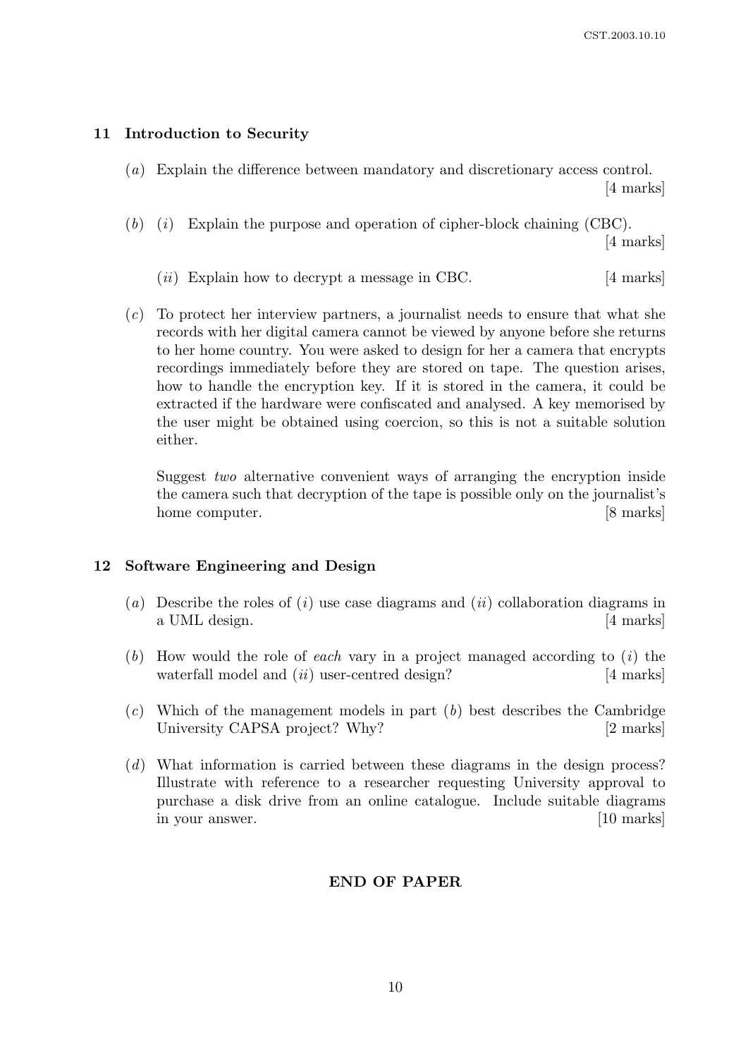## 11 Introduction to Security

(*a*) Explain the difference between mandatory and discretionary access control. [4 marks]

(*b*) (*i*) Explain the purpose and operation of cipher-block chaining (CBC). [4 marks]

(*ii*) Explain how to decrypt a message in CBC. [4 marks]

(*c*) To protect her interview partners, a journalist needs to ensure that what she records with her digital camera cannot be viewed by anyone before she returns to her home country. You were asked to design for her a camera that encrypts recordings immediately before they are stored on tape. The question arises, how to handle the encryption key. If it is stored in the camera, it could be extracted if the hardware were confiscated and analysed. A key memorised by the user might be obtained using coercion, so this is not a suitable solution either.

Suggest *two* alternative convenient ways of arranging the encryption inside the camera such that decryption of the tape is possible only on the journalist's home computer. [8 marks]

## 12 Software Engineering and Design

(*a*) Describe the roles of (*i*) use case diagrams and (*ii*) collaboration diagrams in a UML design. [4 marks]

(*b*) How would the role of *each* vary in a project managed according to (*i*) the waterfall model and (*ii*) user-centred design? [4 marks]

(*c*) Which of the management models in part (*b*) best describes the Cambridge University CAPSA project? Why? [2 marks]

(*d*) What information is carried between these diagrams in the design process? Illustrate with reference to a researcher requesting University approval to purchase a disk drive from an online catalogue. Include suitable diagrams in your answer. [10 marks]

**END OF PAPER**